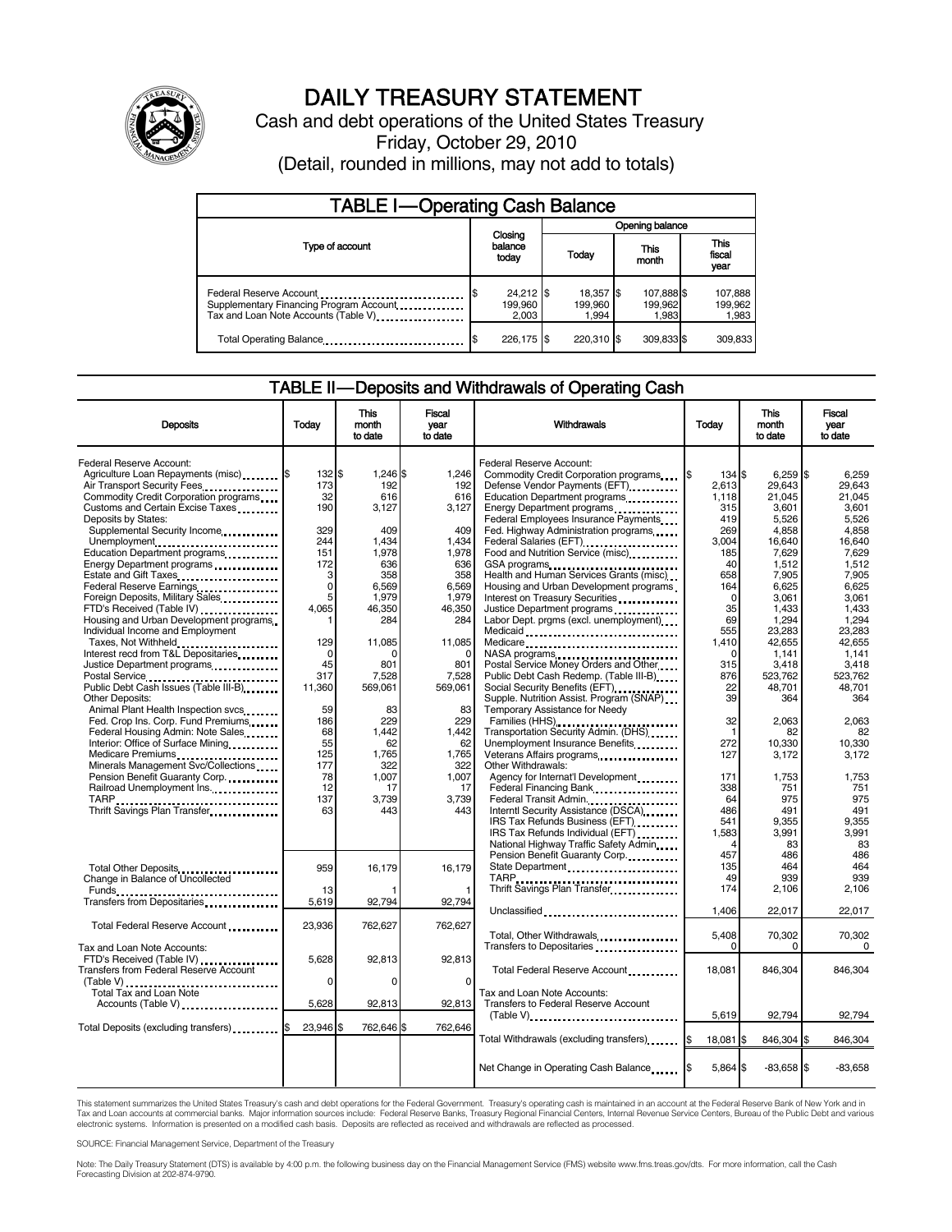# DAILY TREASURY STATEMENT

Cash and debt operations of the United States Treasury

Friday, October 29, 2010

(Detail, rounded in millions, may not add to totals)

## TABLE I—Operating Cash Balance

| Type of account | Closing balance today | Opening balance Today | Opening balance This month | Opening balance This fiscal year |
|---|---|---|---|---|
| Federal Reserve Account | $ 24,212 | $ 18,357 | $ 107,888 | $ 107,888 |
| Supplementary Financing Program Account | 199,960 | 199,960 | 199,962 | 199,962 |
| Tax and Loan Note Accounts (Table V) | 2,003 | 1,994 | 1,983 | 1,983 |
| Total Operating Balance | $ 226,175 | $ 220,310 | $ 309,833 | $ 309,833 |

## TABLE II—Deposits and Withdrawals of Operating Cash

| Deposits | Today | This month to date | Fiscal year to date |
|---|---|---|---|
| Federal Reserve Account: | | | |
| Agriculture Loan Repayments (misc) | $ 132 | $ 1,246 | $ 1,246 |
| Air Transport Security Fees | 173 | 192 | 192 |
| Commodity Credit Corporation programs | 32 | 616 | 616 |
| Customs and Certain Excise Taxes | 190 | 3,127 | 3,127 |
| Deposits by States: | | | |
| Supplemental Security Income | 329 | 409 | 409 |
| Unemployment | 244 | 1,434 | 1,434 |
| Education Department programs | 151 | 1,978 | 1,978 |
| Energy Department programs | 172 | 636 | 636 |
| Estate and Gift Taxes | 3 | 358 | 358 |
| Federal Reserve Earnings | 0 | 6,569 | 6,569 |
| Foreign Deposits, Military Sales | 5 | 1,979 | 1,979 |
| FTD's Received (Table IV) | 4,065 | 46,350 | 46,350 |
| Housing and Urban Development programs | 1 | 284 | 284 |
| Individual Income and Employment Taxes, Not Withheld | 129 | 11,085 | 11,085 |
| Interest recd from T&L Depositaries | 0 | 0 | 0 |
| Justice Department programs | 45 | 801 | 801 |
| Postal Service | 317 | 7,528 | 7,528 |
| Public Debt Cash Issues (Table III-B) | 11,360 | 569,061 | 569,061 |
| Other Deposits: | | | |
| Animal Plant Health Inspection svcs | 59 | 83 | 83 |
| Fed. Crop Ins. Corp. Fund Premiums | 186 | 229 | 229 |
| Federal Housing Admin: Note Sales | 68 | 1,442 | 1,442 |
| Interior: Office of Surface Mining | 55 | 62 | 62 |
| Medicare Premiums | 125 | 1,765 | 1,765 |
| Minerals Management Svc/Collections | 177 | 322 | 322 |
| Pension Benefit Guaranty Corp. | 78 | 1,007 | 1,007 |
| Railroad Unemployment Ins. | 12 | 17 | 17 |
| TARP | 137 | 3,739 | 3,739 |
| Thrift Savings Plan Transfer | 63 | 443 | 443 |
| Total Other Deposits | 959 | 16,179 | 16,179 |
| Change in Balance of Uncollected Funds | 13 | 1 | 1 |
| Transfers from Depositaries | 5,619 | 92,794 | 92,794 |
| Total Federal Reserve Account | 23,936 | 762,627 | 762,627 |
| Tax and Loan Note Accounts: | | | |
| FTD's Received (Table IV) | 5,628 | 92,813 | 92,813 |
| Transfers from Federal Reserve Account (Table V) | 0 | 0 | 0 |
| Total Tax and Loan Note Accounts (Table V) | 5,628 | 92,813 | 92,813 |
| Total Deposits (excluding transfers) | $ 23,946 | $ 762,646 | $ 762,646 |

| Withdrawals | Today | This month to date | Fiscal year to date |
|---|---|---|---|
| Federal Reserve Account: | | | |
| Commodity Credit Corporation programs | $ 134 | $ 6,259 | $ 6,259 |
| Defense Vendor Payments (EFT) | 2,613 | 29,643 | 29,643 |
| Education Department programs | 1,118 | 21,045 | 21,045 |
| Energy Department programs | 315 | 3,601 | 3,601 |
| Federal Employees Insurance Payments | 419 | 5,526 | 5,526 |
| Fed. Highway Administration programs | 269 | 4,858 | 4,858 |
| Federal Salaries (EFT) | 3,004 | 16,640 | 16,640 |
| Food and Nutrition Service (misc) | 185 | 7,629 | 7,629 |
| GSA programs | 40 | 1,512 | 1,512 |
| Health and Human Services Grants (misc) | 658 | 7,905 | 7,905 |
| Housing and Urban Development programs | 164 | 6,625 | 6,625 |
| Interest on Treasury Securities | 0 | 3,061 | 3,061 |
| Justice Department programs | 35 | 1,433 | 1,433 |
| Labor Dept. prgms (excl. unemployment) | 69 | 1,294 | 1,294 |
| Medicaid | 555 | 23,283 | 23,283 |
| Medicare | 1,410 | 42,655 | 42,655 |
| NASA programs | 0 | 1,141 | 1,141 |
| Postal Service Money Orders and Other | 315 | 3,418 | 3,418 |
| Public Debt Cash Redemp. (Table III-B) | 876 | 523,762 | 523,762 |
| Social Security Benefits (EFT) | 22 | 48,701 | 48,701 |
| Supple. Nutrition Assist. Program (SNAP) | 39 | 364 | 364 |
| Temporary Assistance for Needy Families (HHS) | 32 | 2,063 | 2,063 |
| Transportation Security Admin. (DHS) | 1 | 82 | 82 |
| Unemployment Insurance Benefits | 272 | 10,330 | 10,330 |
| Veterans Affairs programs | 127 | 3,172 | 3,172 |
| Other Withdrawals: | | | |
| Agency for Internat'l Development | 171 | 1,753 | 1,753 |
| Federal Financing Bank | 338 | 751 | 751 |
| Federal Transit Admin. | 64 | 975 | 975 |
| Internt Security Assistance (DSCA) | 486 | 491 | 491 |
| IRS Tax Refunds Business (EFT) | 541 | 9,355 | 9,355 |
| IRS Tax Refunds Individual (EFT) | 1,583 | 3,991 | 3,991 |
| National Highway Traffic Safety Admin | 4 | 83 | 83 |
| Pension Benefit Guaranty Corp. | 457 | 486 | 486 |
| State Department | 135 | 464 | 464 |
| TARP | 49 | 939 | 939 |
| Thrift Savings Plan Transfer | 174 | 2,106 | 2,106 |
| Unclassified | 1,406 | 22,017 | 22,017 |
| Total, Other Withdrawals | 5,408 | 70,302 | 70,302 |
| Transfers to Depositaries | 0 | 0 | 0 |
| Total Federal Reserve Account | 18,081 | 846,304 | 846,304 |
| Tax and Loan Note Accounts: | | | |
| Transfers to Federal Reserve Account (Table V) | 5,619 | 92,794 | 92,794 |
| Total Withdrawals (excluding transfers) | $ 18,081 | $ 846,304 | $ 846,304 |
| Net Change in Operating Cash Balance | $ 5,864 | $ -83,658 | $ -83,658 |

This statement summarizes the United States Treasury's cash and debt operations for the Federal Government. Treasury's operating cash is maintained in an account at the Federal Reserve Bank of New York and in Tax and Loan accounts at commercial banks. Major information sources include: Federal Reserve Banks, Treasury Regional Financial Centers, Internal Revenue Service Centers, Bureau of the Public Debt and various electronic systems. Information is presented on a modified cash basis. Deposits are reflected as received and withdrawals are reflected as processed.

SOURCE: Financial Management Service, Department of the Treasury

Note: The Daily Treasury Statement (DTS) is available by 4:00 p.m. the following business day on the Financial Management Service (FMS) website www.fms.treas.gov/dts. For more information, call the Cash Forecasting Division at 202-874-9790.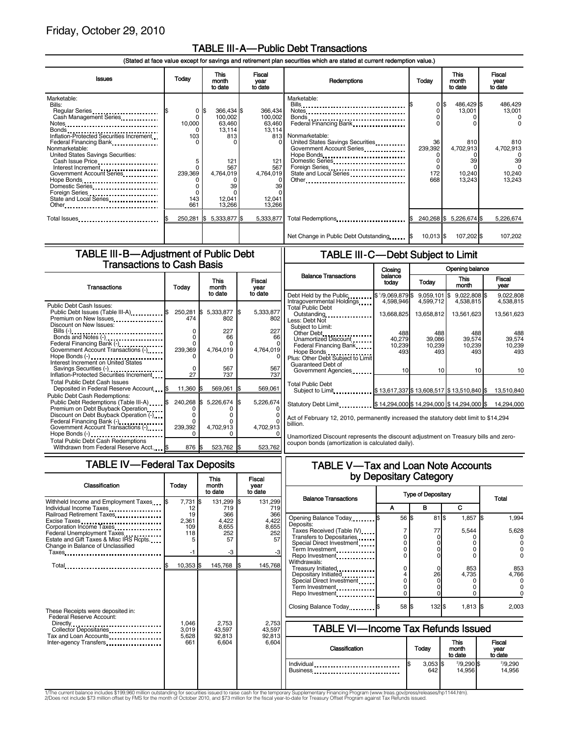Friday, October 29, 2010

## TABLE III-A—Public Debt Transactions

(Stated at face value except for savings and retirement plan securities which are stated at current redemption value.)

| Issues | Today | This month to date | Fiscal year to date |
|---|---|---|---|
| Marketable: | | | |
| Bills: | | | |
| Regular Series | $ 0 | $ 366,434 | $ 366,434 |
| Cash Management Series | 0 | 100,002 | 100,002 |
| Notes | 10,000 | 63,460 | 63,460 |
| Bonds | 0 | 13,114 | 13,114 |
| Inflation-Protected Securities Increment | 103 | 813 | 813 |
| Federal Financing Bank | 0 | 0 | 0 |
| Nonmarketable: | | | |
| United States Savings Securities: | | | |
| Cash Issue Price | 5 | 121 | 121 |
| Interest Increment | 0 | 567 | 567 |
| Government Account Series | 239,369 | 4,764,019 | 4,764,019 |
| Hope Bonds | 0 | 0 | 0 |
| Domestic Series | 0 | 39 | 39 |
| Foreign Series | 0 | 0 | 0 |
| State and Local Series | 143 | 12,041 | 12,041 |
| Other | 661 | 13,266 | 13,266 |
| Total Issues | $ 250,281 | $ 5,333,877 | $ 5,333,877 |

| Redemptions | Today | This month to date | Fiscal year to date |
|---|---|---|---|
| Marketable: | | | |
| Bills | $ 0 | $ 486,429 | $ 486,429 |
| Notes | 0 | 13,001 | 13,001 |
| Bonds | 0 | 0 | 0 |
| Federal Financing Bank | 0 | 0 | 0 |
| Nonmarketable: | | | |
| United States Savings Securities | 36 | 810 | 810 |
| Government Account Series | 239,392 | 4,702,913 | 4,702,913 |
| Hope Bonds | 0 | 0 | 0 |
| Domestic Series | 0 | 39 | 39 |
| Foreign Series | 0 | 0 | 0 |
| State and Local Series | 172 | 10,240 | 10,240 |
| Other | 668 | 13,243 | 13,243 |
| Total Redemptions | $ 240,268 | $ 5,226,674 | $ 5,226,674 |
| Net Change in Public Debt Outstanding | $ 10,013 | $ 107,202 | $ 107,202 |

## TABLE III-B—Adjustment of Public Debt Transactions to Cash Basis

| Transactions | Today | This month to date | Fiscal year to date |
|---|---|---|---|
| Public Debt Cash Issues: | | | |
| Public Debt Issues (Table III-A) | $ 250,281 | $ 5,333,877 | $ 5,333,877 |
| Premium on New Issues | 474 | 802 | 802 |
| Discount on New Issues: | | | |
| Bills (-) | 0 | 227 | 227 |
| Bonds and Notes (-) | 0 | 66 | 66 |
| Federal Financing Bank (-) | 0 | 0 | 0 |
| Government Account Transactions (-) | 239,369 | 4,764,019 | 4,764,019 |
| Hope Bonds (-) | 0 | 0 | 0 |
| Interest Increment on United States Savings Securities (-) | 0 | 567 | 567 |
| Inflation-Protected Securities Increment | 27 | 737 | 737 |
| Total Public Debt Cash Issues Deposited in Federal Reserve Account | $ 11,360 | $ 569,061 | $ 569,061 |
| Public Debt Cash Redemptions: | | | |
| Public Debt Redemptions (Table III-A) | $ 240,268 | $ 5,226,674 | $ 5,226,674 |
| Premium on Debt Buyback Operation | 0 | 0 | 0 |
| Discount on Debt Buyback Operation (-) | 0 | 0 | 0 |
| Federal Financing Bank (-) | 0 | 0 | 0 |
| Government Account Transactions (-) | 239,392 | 4,702,913 | 4,702,913 |
| Hope Bonds (-) | 0 | 0 | 0 |
| Total Public Debt Cash Redemptions Withdrawn from Federal Reserve Acct. | $ 876 | $ 523,762 | $ 523,762 |

## TABLE III-C—Debt Subject to Limit

| Balance Transactions | Closing balance today | Opening balance Today | Opening balance This month | Opening balance Fiscal year |
|---|---|---|---|---|
| Debt Held by the Public | $ [1]9,069,879 | $ 9,059,101 | $ 9,022,808 | $ 9,022,808 |
| Intragovernmental Holdings | 4,598,946 | 4,599,712 | 4,538,815 | 4,538,815 |
| Total Public Debt Outstanding | 13,668,825 | 13,658,812 | 13,561,623 | 13,561,623 |
| Less: Debt Not Subject to Limit: | | | | |
| Other Debt | 488 | 488 | 488 | 488 |
| Unamortized Discount | 40,279 | 39,086 | 39,574 | 39,574 |
| Federal Financing Bank | 10,239 | 10,239 | 10,239 | 10,239 |
| Hope Bonds | 493 | 493 | 493 | 493 |
| Plus: Other Debt Subject to Limit | | | | |
| Guaranteed Debt of Government Agencies | 10 | 10 | 10 | 10 |
| Total Public Debt Subject to Limit | $ 13,617,337 | $ 13,608,517 | $ 13,510,840 | $ 13,510,840 |
| Statutory Debt Limit | $ 14,294,000 | $ 14,294,000 | $ 14,294,000 | $ 14,294,000 |

Act of February 12, 2010, permanently increased the statutory debt limit to $14,294 billion.

Unamortized Discount represents the discount adjustment on Treasury bills and zero-coupon bonds (amortization is calculated daily).

## TABLE IV—Federal Tax Deposits

| Classification | Today | This month to date | Fiscal year to date |
|---|---|---|---|
| Withheld Income and Employment Taxes | $ 7,731 | $ 131,299 | $ 131,299 |
| Individual Income Taxes | 12 | 719 | 719 |
| Railroad Retirement Taxes | 19 | 366 | 366 |
| Excise Taxes | 2,361 | 4,422 | 4,422 |
| Corporation Income Taxes | 109 | 8,655 | 8,655 |
| Federal Unemployment Taxes | 118 | 252 | 252 |
| Estate and Gift Taxes & Misc IRS Rcpts. | 5 | 57 | 57 |
| Change in Balance of Unclassified Taxes | -1 | -3 | -3 |
| Total | $ 10,353 | $ 145,768 | $ 145,768 |
| These Receipts were deposited in: | | | |
| Federal Reserve Account: | | | |
| Directly | 1,046 | 2,753 | 2,753 |
| Collector Depositaries | 3,019 | 43,597 | 43,597 |
| Tax and Loan Accounts | 5,628 | 92,813 | 92,813 |
| Inter-agency Transfers | 661 | 6,604 | 6,604 |

## TABLE V—Tax and Loan Note Accounts by Depositary Category

| Balance Transactions | Type of Depositary A | Type of Depositary B | Type of Depositary C | Total |
|---|---|---|---|---|
| Opening Balance Today | $ 56 | $ 81 | $ 1,857 | $ 1,994 |
| Deposits: | | | | |
| Taxes Received (Table IV) | 7 | 77 | 5,544 | 5,628 |
| Transfers to Depositaries | 0 | 0 | 0 | 0 |
| Special Direct Investment | 0 | 0 | 0 | 0 |
| Term Investment | 0 | 0 | 0 | 0 |
| Repo Investment | 0 | 0 | 0 | 0 |
| Withdrawals: | | | | |
| Treasury Initiated | 0 | 0 | 853 | 853 |
| Depositary Initiated | 4 | 26 | 4,735 | 4,766 |
| Special Direct Investment | 0 | 0 | 0 | 0 |
| Term Investment | 0 | 0 | 0 | 0 |
| Repo Investment | 0 | 0 | 0 | 0 |
| Closing Balance Today | $ 58 | $ 132 | $ 1,813 | $ 2,003 |

## TABLE VI—Income Tax Refunds Issued

| Classification | Today | This month to date | Fiscal year to date |
|---|---|---|---|
| Individual | $ 3,053 | $ [2]9,290 | $ [2]9,290 |
| Business | 642 | 14,956 | 14,956 |

1/The current balance includes $199,960 million outstanding for securities issued to raise cash for the temporary Supplementary Financing Program (www.treas.gov/press/releases/hp1144.htm).
2/Does not include $73 million offset by FMS for the month of October 2010, and $73 million for the fiscal year-to-date for Treasury Offset Program against Tax Refunds issued.